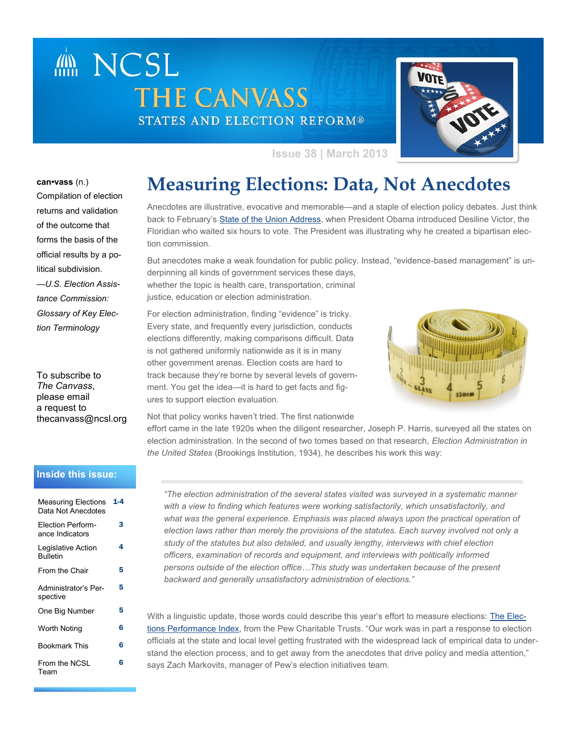# NCSL THE CANVASS

STATES AND ELECTION REFORM®

Issue 38 | March 2013

**can•vass** (n.)
Compilation of election returns and validation of the outcome that forms the basis of the official results by a political subdivision.
*—U.S. Election Assistance Commission: Glossary of Key Election Terminology*

To subscribe to *The Canvass*, please email a request to thecanvass@ncsl.org

**Inside this issue:**

| | |
|---|---|
| Measuring Elections Data Not Anecdotes | 1-4 |
| Election Performance Indicators | 3 |
| Legislative Action Bulletin | 4 |
| From the Chair | 5 |
| Administrator's Perspective | 5 |
| One Big Number | 5 |
| Worth Noting | 6 |
| Bookmark This | 6 |
| From the NCSL Team | 6 |

## Measuring Elections: Data, Not Anecdotes

Anecdotes are illustrative, evocative and memorable—and a staple of election policy debates. Just think back to February's State of the Union Address, when President Obama introduced Desiline Victor, the Floridian who waited six hours to vote. The President was illustrating why he created a bipartisan election commission.

But anecdotes make a weak foundation for public policy. Instead, "evidence-based management" is underpinning all kinds of government services these days, whether the topic is health care, transportation, criminal justice, education or election administration.

For election administration, finding "evidence" is tricky. Every state, and frequently every jurisdiction, conducts elections differently, making comparisons difficult. Data is not gathered uniformly nationwide as it is in many other government arenas. Election costs are hard to track because they're borne by several levels of government. You get the idea—it is hard to get facts and figures to support election evaluation.

Not that policy wonks haven't tried. The first nationwide effort came in the late 1920s when the diligent researcher, Joseph P. Harris, surveyed all the states on election administration. In the second of two tomes based on that research, *Election Administration in the United States* (Brookings Institution, 1934), he describes his work this way:

> *"The election administration of the several states visited was surveyed in a systematic manner with a view to finding which features were working satisfactorily, which unsatisfactorily, and what was the general experience. Emphasis was placed always upon the practical operation of election laws rather than merely the provisions of the statutes. Each survey involved not only a study of the statutes but also detailed, and usually lengthy, interviews with chief election officers, examination of records and equipment, and interviews with politically informed persons outside of the election office…This study was undertaken because of the present backward and generally unsatisfactory administration of elections."*

With a linguistic update, those words could describe this year's effort to measure elections: The Elections Performance Index, from the Pew Charitable Trusts. "Our work was in part a response to election officials at the state and local level getting frustrated with the widespread lack of empirical data to understand the election process, and to get away from the anecdotes that drive policy and media attention," says Zach Markovits, manager of Pew's election initiatives team.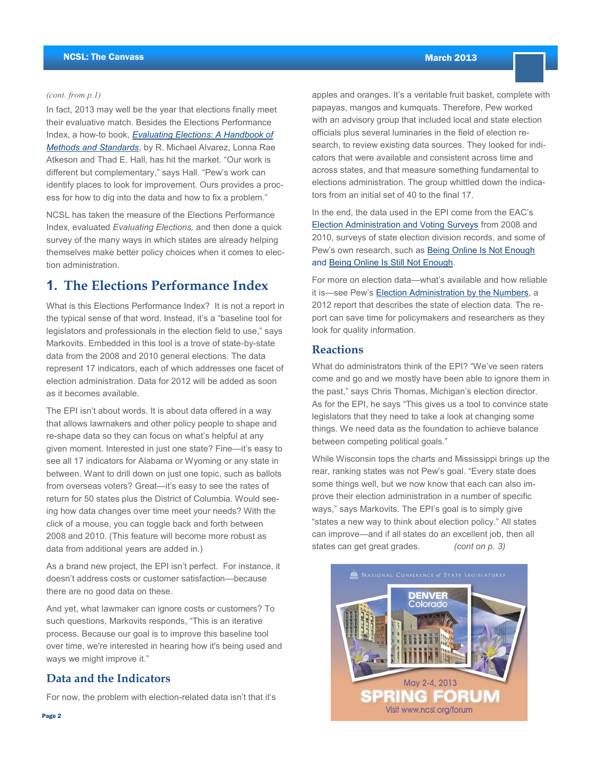*(cont. from p.1)*

In fact, 2013 may well be the year that elections finally meet their evaluative match. Besides the Elections Performance Index, a how-to book, *Evaluating Elections: A Handbook of Methods and Standards*, by R. Michael Alvarez, Lonna Rae Atkeson and Thad E. Hall, has hit the market. "Our work is different but complementary," says Hall. "Pew's work can identify places to look for improvement. Ours provides a process for how to dig into the data and how to fix a problem."

NCSL has taken the measure of the Elections Performance Index, evaluated *Evaluating Elections,* and then done a quick survey of the many ways in which states are already helping themselves make better policy choices when it comes to election administration.

## 1. The Elections Performance Index

What is this Elections Performance Index? It is not a report in the typical sense of that word. Instead, it's a "baseline tool for legislators and professionals in the election field to use," says Markovits. Embedded in this tool is a trove of state-by-state data from the 2008 and 2010 general elections. The data represent 17 indicators, each of which addresses one facet of election administration. Data for 2012 will be added as soon as it becomes available.

The EPI isn't about words. It is about data offered in a way that allows lawmakers and other policy people to shape and re-shape data so they can focus on what's helpful at any given moment. Interested in just one state? Fine—it's easy to see all 17 indicators for Alabama or Wyoming or any state in between. Want to drill down on just one topic, such as ballots from overseas voters? Great—it's easy to see the rates of return for 50 states plus the District of Columbia. Would seeing how data changes over time meet your needs? With the click of a mouse, you can toggle back and forth between 2008 and 2010. (This feature will become more robust as data from additional years are added in.)

As a brand new project, the EPI isn't perfect. For instance, it doesn't address costs or customer satisfaction—because there are no good data on these.

And yet, what lawmaker can ignore costs or customers? To such questions, Markovits responds, "This is an iterative process. Because our goal is to improve this baseline tool over time, we're interested in hearing how it's being used and ways we might improve it."

### Data and the Indicators

For now, the problem with election-related data isn't that it's apples and oranges. It's a veritable fruit basket, complete with papayas, mangos and kumquats. Therefore, Pew worked with an advisory group that included local and state election officials plus several luminaries in the field of election research, to review existing data sources. They looked for indicators that were available and consistent across time and across states, and that measure something fundamental to elections administration. The group whittled down the indicators from an initial set of 40 to the final 17.

In the end, the data used in the EPI come from the EAC's Election Administration and Voting Surveys from 2008 and 2010, surveys of state election division records, and some of Pew's own research, such as Being Online Is Not Enough and Being Online Is Still Not Enough.

For more on election data—what's available and how reliable it is—see Pew's Election Administration by the Numbers, a 2012 report that describes the state of election data. The report can save time for policymakers and researchers as they look for quality information.

### Reactions

What do administrators think of the EPI? "We've seen raters come and go and we mostly have been able to ignore them in the past," says Chris Thomas, Michigan's election director. As for the EPI, he says "This gives us a tool to convince state legislators that they need to take a look at changing some things. We need data as the foundation to achieve balance between competing political goals."

While Wisconsin tops the charts and Mississippi brings up the rear, ranking states was not Pew's goal. "Every state does some things well, but we now know that each can also improve their election administration in a number of specific ways," says Markovits. The EPI's goal is to simply give "states a new way to think about election policy." All states can improve—and if all states do an excellent job, then all states can get great grades. *(cont on p. 3)*

NATIONAL CONFERENCE *of* STATE LEGISLATURES

DENVER Colorado

May 2-4, 2013

SPRING FORUM

Visit www.ncsl.org/forum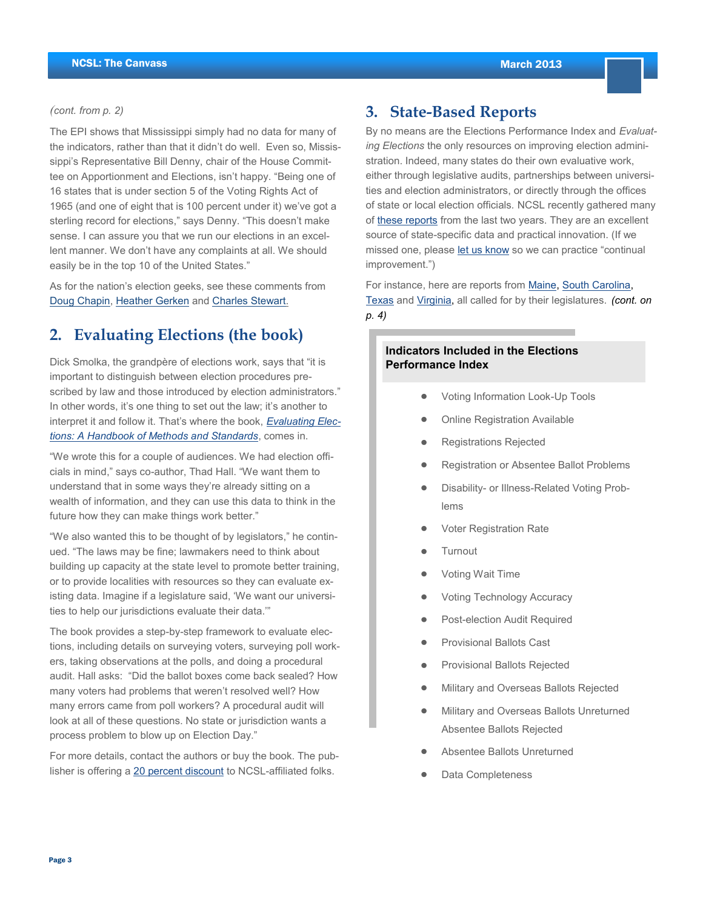*(cont. from p. 2)*

The EPI shows that Mississippi simply had no data for many of the indicators, rather than that it didn't do well. Even so, Mississippi's Representative Bill Denny, chair of the House Committee on Apportionment and Elections, isn't happy. "Being one of 16 states that is under section 5 of the Voting Rights Act of 1965 (and one of eight that is 100 percent under it) we've got a sterling record for elections," says Denny. "This doesn't make sense. I can assure you that we run our elections in an excellent manner. We don't have any complaints at all. We should easily be in the top 10 of the United States."

As for the nation's election geeks, see these comments from Doug Chapin, Heather Gerken and Charles Stewart.

## 2. Evaluating Elections (the book)

Dick Smolka, the grandpère of elections work, says that "it is important to distinguish between election procedures prescribed by law and those introduced by election administrators." In other words, it's one thing to set out the law; it's another to interpret it and follow it. That's where the book, *Evaluating Elections: A Handbook of Methods and Standards*, comes in.

"We wrote this for a couple of audiences. We had election officials in mind," says co-author, Thad Hall. "We want them to understand that in some ways they're already sitting on a wealth of information, and they can use this data to think in the future how they can make things work better."

"We also wanted this to be thought of by legislators," he continued. "The laws may be fine; lawmakers need to think about building up capacity at the state level to promote better training, or to provide localities with resources so they can evaluate existing data. Imagine if a legislature said, 'We want our universities to help our jurisdictions evaluate their data.'"

The book provides a step-by-step framework to evaluate elections, including details on surveying voters, surveying poll workers, taking observations at the polls, and doing a procedural audit. Hall asks: "Did the ballot boxes come back sealed? How many voters had problems that weren't resolved well? How many errors came from poll workers? A procedural audit will look at all of these questions. No state or jurisdiction wants a process problem to blow up on Election Day."

For more details, contact the authors or buy the book. The publisher is offering a 20 percent discount to NCSL-affiliated folks.

## 3. State-Based Reports

By no means are the Elections Performance Index and *Evaluating Elections* the only resources on improving election administration. Indeed, many states do their own evaluative work, either through legislative audits, partnerships between universities and election administrators, or directly through the offices of state or local election officials. NCSL recently gathered many of these reports from the last two years. They are an excellent source of state-specific data and practical innovation. (If we missed one, please let us know so we can practice "continual improvement.")

For instance, here are reports from Maine, South Carolina, Texas and Virginia, all called for by their legislatures. *(cont. on p. 4)*

**Indicators Included in the Elections Performance Index**

- Voting Information Look-Up Tools
- Online Registration Available
- Registrations Rejected
- Registration or Absentee Ballot Problems
- Disability- or Illness-Related Voting Problems
- Voter Registration Rate
- Turnout
- Voting Wait Time
- Voting Technology Accuracy
- Post-election Audit Required
- Provisional Ballots Cast
- Provisional Ballots Rejected
- Military and Overseas Ballots Rejected
- Military and Overseas Ballots Unreturned Absentee Ballots Rejected
- Absentee Ballots Unreturned
- Data Completeness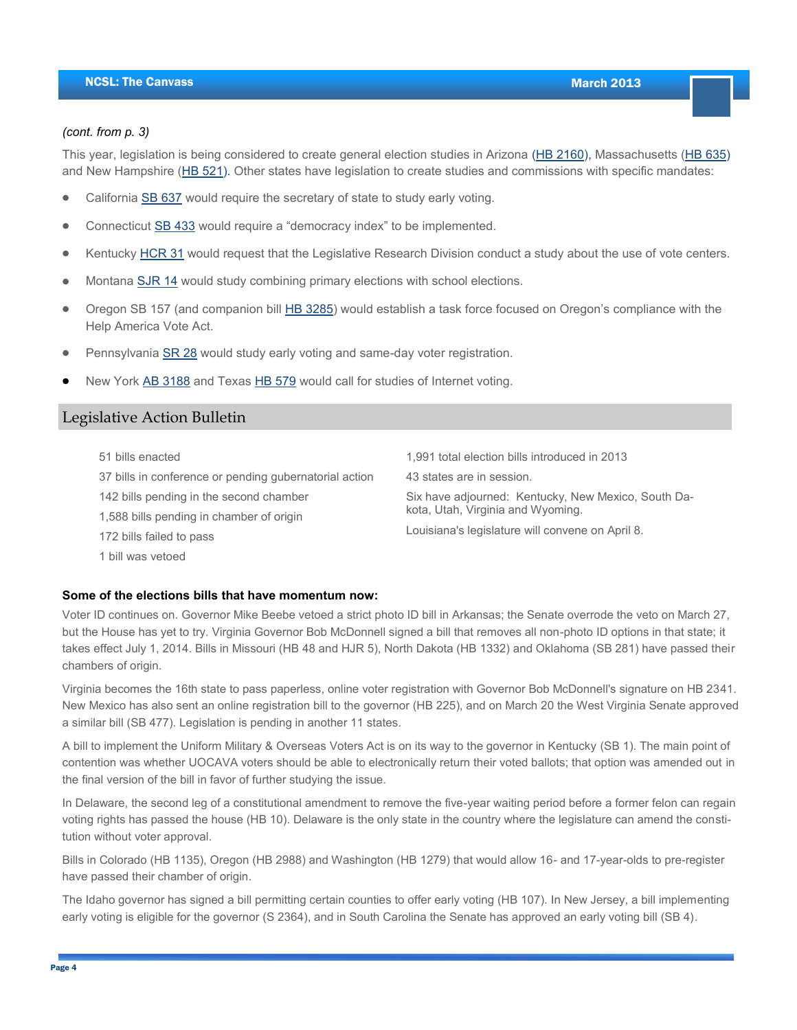*(cont. from p. 3)*

This year, legislation is being considered to create general election studies in Arizona (HB 2160), Massachusetts (HB 635) and New Hampshire (HB 521). Other states have legislation to create studies and commissions with specific mandates:

- California SB 637 would require the secretary of state to study early voting.
- Connecticut SB 433 would require a "democracy index" to be implemented.
- Kentucky HCR 31 would request that the Legislative Research Division conduct a study about the use of vote centers.
- Montana SJR 14 would study combining primary elections with school elections.
- Oregon SB 157 (and companion bill HB 3285) would establish a task force focused on Oregon's compliance with the Help America Vote Act.
- Pennsylvania SR 28 would study early voting and same-day voter registration.
- New York AB 3188 and Texas HB 579 would call for studies of Internet voting.

## Legislative Action Bulletin

51 bills enacted

37 bills in conference or pending gubernatorial action

142 bills pending in the second chamber

1,588 bills pending in chamber of origin

172 bills failed to pass

1 bill was vetoed

1,991 total election bills introduced in 2013

43 states are in session.

Six have adjourned: Kentucky, New Mexico, South Dakota, Utah, Virginia and Wyoming.

Louisiana's legislature will convene on April 8.

**Some of the elections bills that have momentum now:**

Voter ID continues on. Governor Mike Beebe vetoed a strict photo ID bill in Arkansas; the Senate overrode the veto on March 27, but the House has yet to try. Virginia Governor Bob McDonnell signed a bill that removes all non-photo ID options in that state; it takes effect July 1, 2014. Bills in Missouri (HB 48 and HJR 5), North Dakota (HB 1332) and Oklahoma (SB 281) have passed their chambers of origin.

Virginia becomes the 16th state to pass paperless, online voter registration with Governor Bob McDonnell's signature on HB 2341. New Mexico has also sent an online registration bill to the governor (HB 225), and on March 20 the West Virginia Senate approved a similar bill (SB 477). Legislation is pending in another 11 states.

A bill to implement the Uniform Military & Overseas Voters Act is on its way to the governor in Kentucky (SB 1). The main point of contention was whether UOCAVA voters should be able to electronically return their voted ballots; that option was amended out in the final version of the bill in favor of further studying the issue.

In Delaware, the second leg of a constitutional amendment to remove the five-year waiting period before a former felon can regain voting rights has passed the house (HB 10). Delaware is the only state in the country where the legislature can amend the constitution without voter approval.

Bills in Colorado (HB 1135), Oregon (HB 2988) and Washington (HB 1279) that would allow 16- and 17-year-olds to pre-register have passed their chamber of origin.

The Idaho governor has signed a bill permitting certain counties to offer early voting (HB 107). In New Jersey, a bill implementing early voting is eligible for the governor (S 2364), and in South Carolina the Senate has approved an early voting bill (SB 4).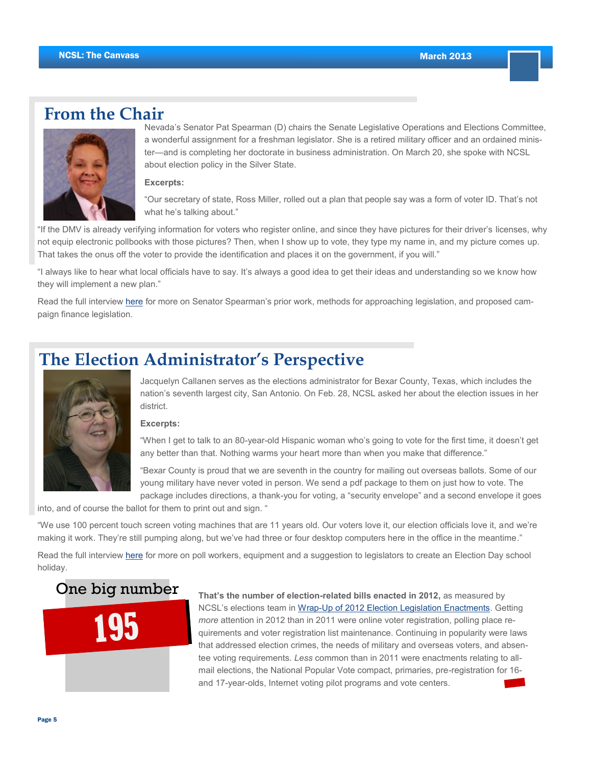## From the Chair

Nevada's Senator Pat Spearman (D) chairs the Senate Legislative Operations and Elections Committee, a wonderful assignment for a freshman legislator. She is a retired military officer and an ordained minister—and is completing her doctorate in business administration. On March 20, she spoke with NCSL about election policy in the Silver State.

**Excerpts:**

"Our secretary of state, Ross Miller, rolled out a plan that people say was a form of voter ID. That's not what he's talking about."

"If the DMV is already verifying information for voters who register online, and since they have pictures for their driver's licenses, why not equip electronic pollbooks with those pictures? Then, when I show up to vote, they type my name in, and my picture comes up. That takes the onus off the voter to provide the identification and places it on the government, if you will."

"I always like to hear what local officials have to say. It's always a good idea to get their ideas and understanding so we know how they will implement a new plan."

Read the full interview here for more on Senator Spearman's prior work, methods for approaching legislation, and proposed campaign finance legislation.

## The Election Administrator's Perspective

Jacquelyn Callanen serves as the elections administrator for Bexar County, Texas, which includes the nation's seventh largest city, San Antonio. On Feb. 28, NCSL asked her about the election issues in her district.

**Excerpts:**

"When I get to talk to an 80-year-old Hispanic woman who's going to vote for the first time, it doesn't get any better than that. Nothing warms your heart more than when you make that difference."

"Bexar County is proud that we are seventh in the country for mailing out overseas ballots. Some of our young military have never voted in person. We send a pdf package to them on just how to vote. The package includes directions, a thank-you for voting, a "security envelope" and a second envelope it goes into, and of course the ballot for them to print out and sign. "

"We use 100 percent touch screen voting machines that are 11 years old. Our voters love it, our election officials love it, and we're making it work. They're still pumping along, but we've had three or four desktop computers here in the office in the meantime."

Read the full interview here for more on poll workers, equipment and a suggestion to legislators to create an Election Day school holiday.

## One big number

**195**

**That's the number of election-related bills enacted in 2012,** as measured by NCSL's elections team in Wrap-Up of 2012 Election Legislation Enactments. Getting *more* attention in 2012 than in 2011 were online voter registration, polling place requirements and voter registration list maintenance. Continuing in popularity were laws that addressed election crimes, the needs of military and overseas voters, and absentee voting requirements. *Less* common than in 2011 were enactments relating to all-mail elections, the National Popular Vote compact, primaries, pre-registration for 16- and 17-year-olds, Internet voting pilot programs and vote centers.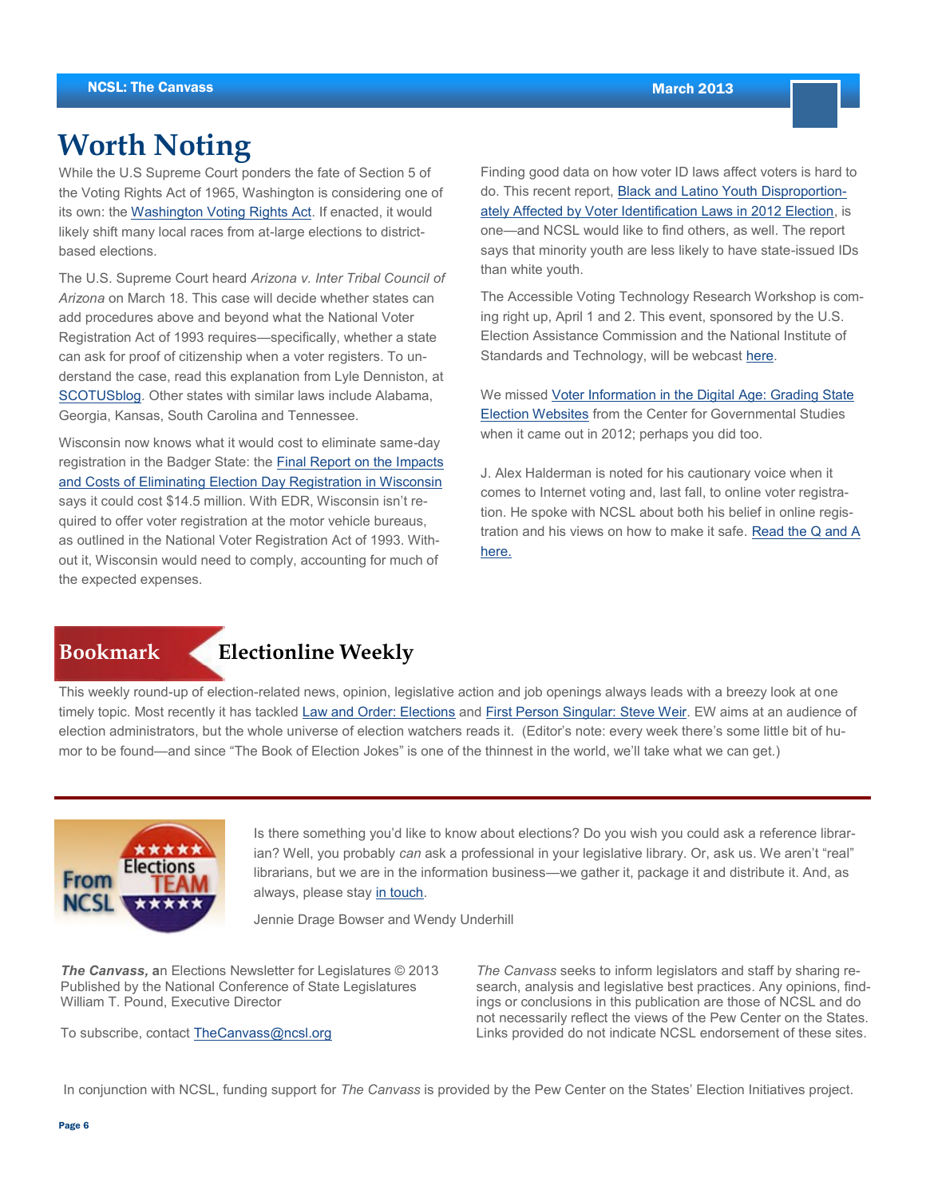# Worth Noting

While the U.S Supreme Court ponders the fate of Section 5 of the Voting Rights Act of 1965, Washington is considering one of its own: the Washington Voting Rights Act. If enacted, it would likely shift many local races from at-large elections to district-based elections.

The U.S. Supreme Court heard *Arizona v. Inter Tribal Council of Arizona* on March 18. This case will decide whether states can add procedures above and beyond what the National Voter Registration Act of 1993 requires—specifically, whether a state can ask for proof of citizenship when a voter registers. To understand the case, read this explanation from Lyle Denniston, at SCOTUSblog. Other states with similar laws include Alabama, Georgia, Kansas, South Carolina and Tennessee.

Wisconsin now knows what it would cost to eliminate same-day registration in the Badger State: the Final Report on the Impacts and Costs of Eliminating Election Day Registration in Wisconsin says it could cost $14.5 million. With EDR, Wisconsin isn't required to offer voter registration at the motor vehicle bureaus, as outlined in the National Voter Registration Act of 1993. Without it, Wisconsin would need to comply, accounting for much of the expected expenses.

Finding good data on how voter ID laws affect voters is hard to do. This recent report, Black and Latino Youth Disproportionately Affected by Voter Identification Laws in 2012 Election, is one—and NCSL would like to find others, as well. The report says that minority youth are less likely to have state-issued IDs than white youth.

The Accessible Voting Technology Research Workshop is coming right up, April 1 and 2. This event, sponsored by the U.S. Election Assistance Commission and the National Institute of Standards and Technology, will be webcast here.

We missed Voter Information in the Digital Age: Grading State Election Websites from the Center for Governmental Studies when it came out in 2012; perhaps you did too.

J. Alex Halderman is noted for his cautionary voice when it comes to Internet voting and, last fall, to online voter registration. He spoke with NCSL about both his belief in online registration and his views on how to make it safe. Read the Q and A here.

## Bookmark — Electionline Weekly

This weekly round-up of election-related news, opinion, legislative action and job openings always leads with a breezy look at one timely topic. Most recently it has tackled Law and Order: Elections and First Person Singular: Steve Weir. EW aims at an audience of election administrators, but the whole universe of election watchers reads it. (Editor's note: every week there's some little bit of humor to be found—and since "The Book of Election Jokes" is one of the thinnest in the world, we'll take what we can get.)

---

From NCSL Elections TEAM

Is there something you'd like to know about elections? Do you wish you could ask a reference librarian? Well, you probably *can* ask a professional in your legislative library. Or, ask us. We aren't "real" librarians, but we are in the information business—we gather it, package it and distribute it. And, as always, please stay in touch.

Jennie Drage Bowser and Wendy Underhill

***The Canvass,* a**n Elections Newsletter for Legislatures © 2013
Published by the National Conference of State Legislatures
William T. Pound, Executive Director

To subscribe, contact TheCanvass@ncsl.org

*The Canvass* seeks to inform legislators and staff by sharing research, analysis and legislative best practices. Any opinions, findings or conclusions in this publication are those of NCSL and do not necessarily reflect the views of the Pew Center on the States. Links provided do not indicate NCSL endorsement of these sites.

In conjunction with NCSL, funding support for *The Canvass* is provided by the Pew Center on the States' Election Initiatives project.